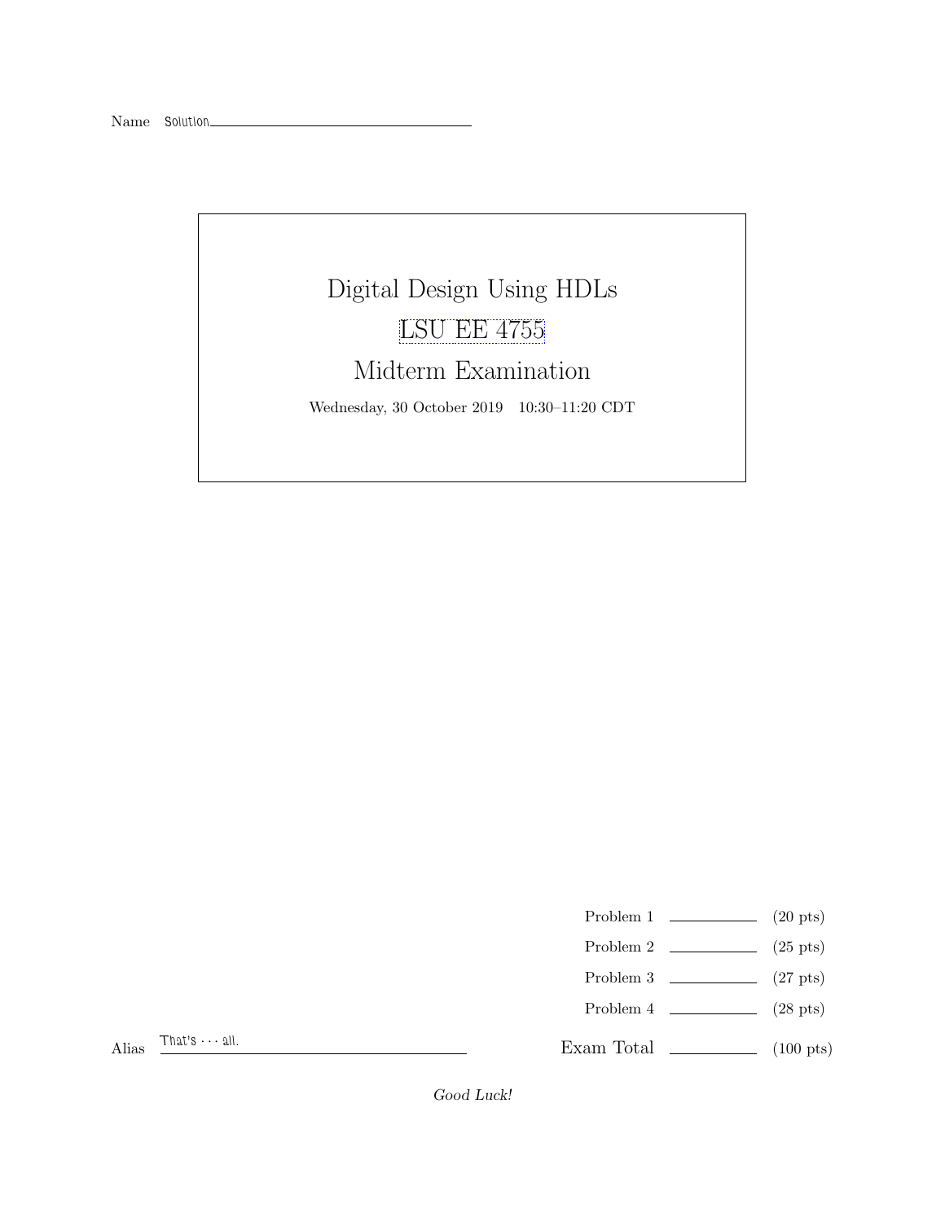Name Solution

# Digital Design Using HDLs

## LSU EE 4755

## Midterm Examination

Wednesday, 30 October 2019 10:30–11:20 CDT

| | | |
|---|---|---|
| Problem 1 | | (20 pts) |
| Problem 2 | | (25 pts) |
| Problem 3 | | (27 pts) |
| Problem 4 | | (28 pts) |
| Exam Total | | (100 pts) |

Alias That's · · · all.

*Good Luck!*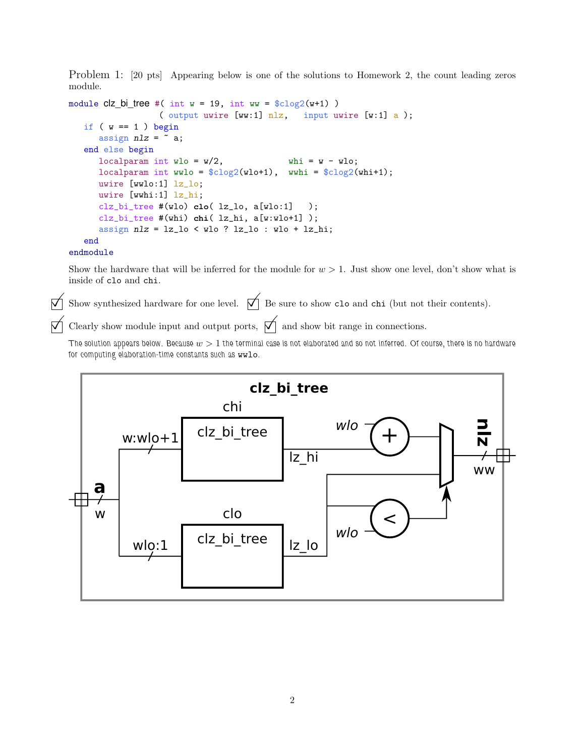**Problem 1:** [20 pts] Appearing below is one of the solutions to Homework 2, the count leading zeros module.

```
module clz_bi_tree #( int w = 19, int ww = $clog2(w+1) )
                   ( output uwire [ww:1] nlz,   input uwire [w:1] a );
   if ( w == 1 ) begin
      assign nlz = ~ a;
   end else begin
      localparam int wlo = w/2,              whi = w - wlo;
      localparam int wwlo = $clog2(wlo+1),   wwhi = $clog2(whi+1);
      uwire [wwlo:1] lz_lo;
      uwire [wwhi:1] lz_hi;
      clz_bi_tree #(wlo) clo( lz_lo, a[wlo:1]   );
      clz_bi_tree #(whi) chi( lz_hi, a[w:wlo+1] );
      assign nlz = lz_lo < wlo ? lz_lo : wlo + lz_hi;
   end
endmodule
```

Show the hardware that will be inferred for the module for $w > 1$. Just show one level, don't show what is inside of `clo` and `chi`.

☑ Show synthesized hardware for one level. ☑ Be sure to show `clo` and `chi` (but not their contents).

☑ Clearly show module input and output ports, ☑ and show bit range in connections.

The solution appears below. Because $w > 1$ the terminal case is not elaborated and so not inferred. Of course, there is no hardware for computing elaboration-time constants such as `wwlo`.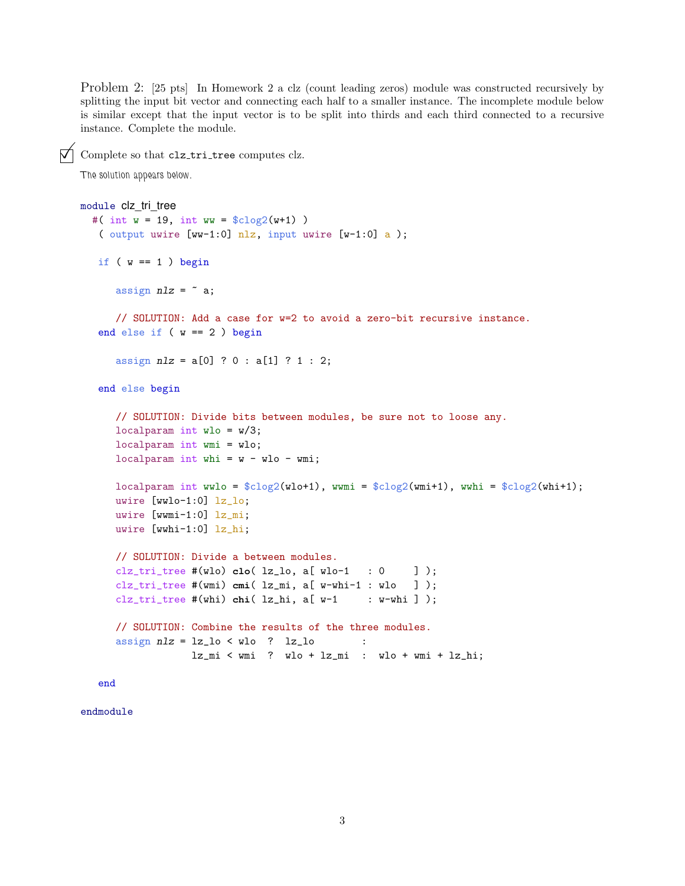Problem 2: [25 pts] In Homework 2 a clz (count leading zeros) module was constructed recursively by splitting the input bit vector and connecting each half to a smaller instance. The incomplete module below is similar except that the input vector is to be split into thirds and each third connected to a recursive instance. Complete the module.

☑ Complete so that `clz_tri_tree` computes clz.

The solution appears below.

```
module clz_tri_tree
  #( int w = 19, int ww = $clog2(w+1) )
   ( output uwire [ww-1:0] nlz, input uwire [w-1:0] a );

   if ( w == 1 ) begin

      assign nlz = ~ a;

      // SOLUTION: Add a case for w=2 to avoid a zero-bit recursive instance.
   end else if ( w == 2 ) begin

      assign nlz = a[0] ? 0 : a[1] ? 1 : 2;

   end else begin

      // SOLUTION: Divide bits between modules, be sure not to loose any.
      localparam int wlo = w/3;
      localparam int wmi = wlo;
      localparam int whi = w - wlo - wmi;

      localparam int wwlo = $clog2(wlo+1), wwmi = $clog2(wmi+1), wwhi = $clog2(whi+1);
      uwire [wwlo-1:0] lz_lo;
      uwire [wwmi-1:0] lz_mi;
      uwire [wwhi-1:0] lz_hi;

      // SOLUTION: Divide a between modules.
      clz_tri_tree #(wlo) clo( lz_lo, a[ wlo-1   : 0     ] );
      clz_tri_tree #(wmi) cmi( lz_mi, a[ w-whi-1 : wlo   ] );
      clz_tri_tree #(whi) chi( lz_hi, a[ w-1     : w-whi ] );

      // SOLUTION: Combine the results of the three modules.
      assign nlz = lz_lo < wlo  ?  lz_lo        :
                   lz_mi < wmi  ?  wlo + lz_mi  :  wlo + wmi + lz_hi;

   end

endmodule
```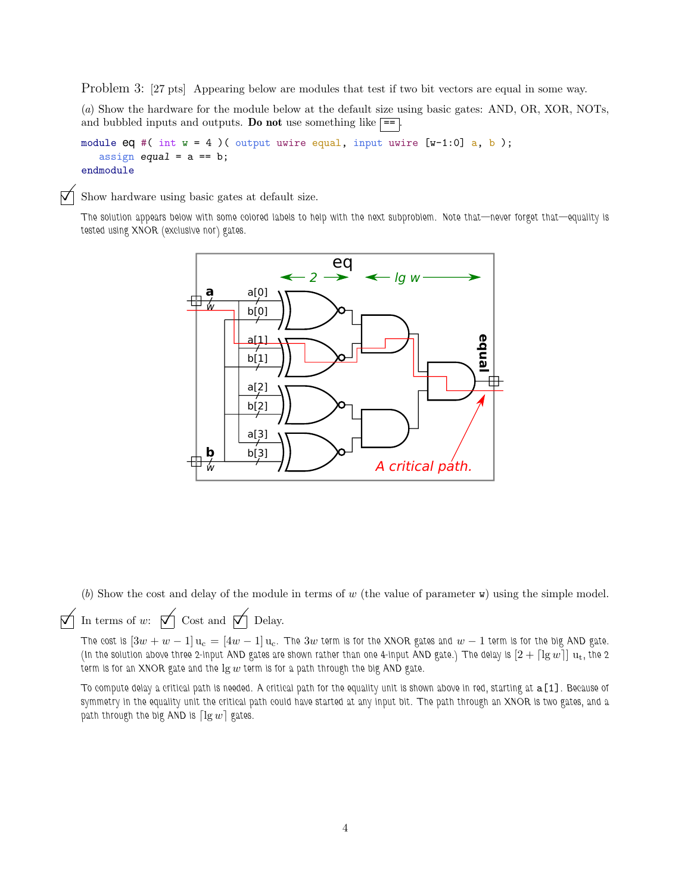Problem 3: [27 pts] Appearing below are modules that test if two bit vectors are equal in some way.

(*a*) Show the hardware for the module below at the default size using basic gates: AND, OR, XOR, NOTs, and bubbled inputs and outputs. **Do not** use something like `==`.

```
module eq #( int w = 4 )( output uwire equal, input uwire [w-1:0] a, b );
   assign equal = a == b;
endmodule
```

☑ Show hardware using basic gates at default size.

The solution appears below with some colored labels to help with the next subproblem. Note that—never forget that—equality is tested using XNOR (exclusive nor) gates.

(*b*) Show the cost and delay of the module in terms of $w$ (the value of parameter `w`) using the simple model.

☑ In terms of $w$: ☑ Cost and ☑ Delay.

The cost is $[3w + w - 1]\,\mathrm{u_c} = [4w - 1]\,\mathrm{u_c}$. The $3w$ term is for the XNOR gates and $w - 1$ term is for the big AND gate. (In the solution above three 2-input AND gates are shown rather than one 4-input AND gate.) The delay is $[2 + \lceil \lg w \rceil]\,\mathrm{u_t}$, the 2 term is for an XNOR gate and the $\lg w$ term is for a path through the big AND gate.

To compute delay a critical path is needed. A critical path for the equality unit is shown above in red, starting at `a[1]`. Because of symmetry in the equality unit the critical path could have started at any input bit. The path through an XNOR is two gates, and a path through the big AND is $\lceil \lg w \rceil$ gates.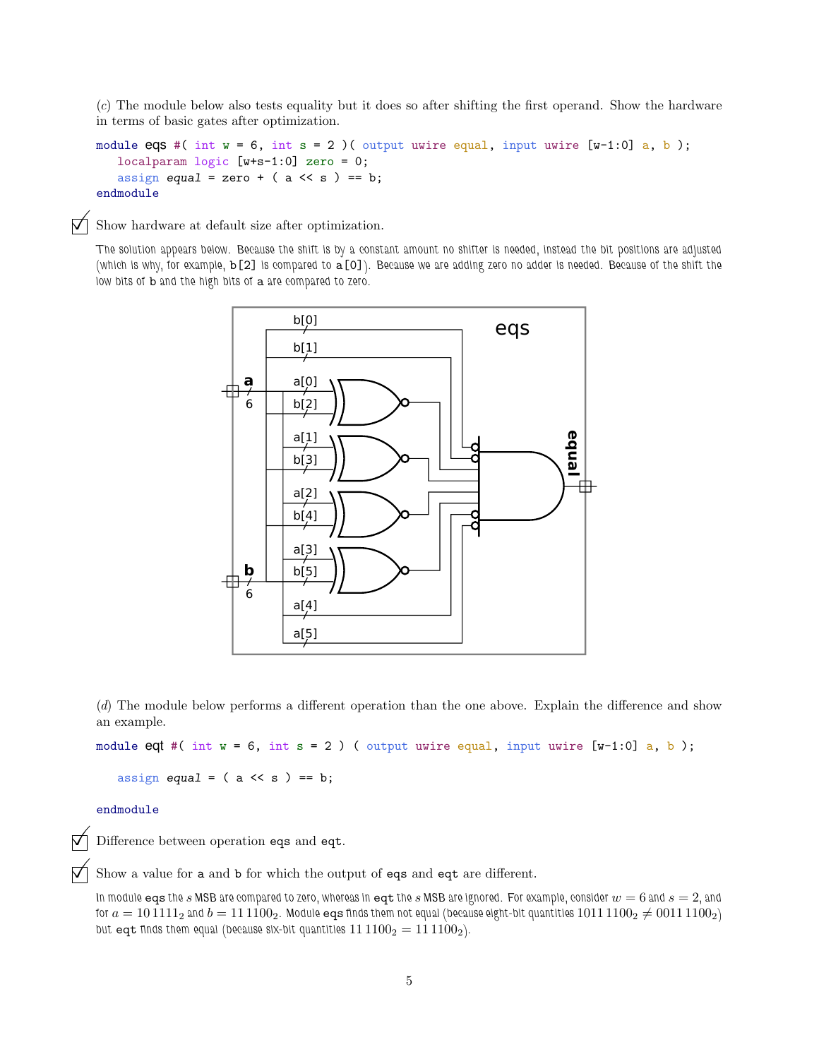(*c*) The module below also tests equality but it does so after shifting the first operand. Show the hardware in terms of basic gates after optimization.

```
module eqs #( int w = 6, int s = 2 )( output uwire equal, input uwire [w-1:0] a, b );
   localparam logic [w+s-1:0] zero = 0;
   assign equal = zero + ( a << s ) == b;
endmodule
```

☑ Show hardware at default size after optimization.

The solution appears below. Because the shift is by a constant amount no shifter is needed, instead the bit positions are adjusted (which is why, for example, `b[2]` is compared to `a[0]`). Because we are adding zero no adder is needed. Because of the shift the low bits of `b` and the high bits of `a` are compared to zero.

(*d*) The module below performs a different operation than the one above. Explain the difference and show an example.

```
module eqt #( int w = 6, int s = 2 ) ( output uwire equal, input uwire [w-1:0] a, b );

   assign equal = ( a << s ) == b;

endmodule
```

☑ Difference between operation `eqs` and `eqt`.

☑ Show a value for `a` and `b` for which the output of `eqs` and `eqt` are different.

In module `eqs` the $s$ MSB are compared to zero, whereas in `eqt` the $s$ MSB are ignored. For example, consider $w = 6$ and $s = 2$, and for $a = 10\,1111_2$ and $b = 11\,1100_2$. Module `eqs` finds them not equal (because eight-bit quantities $1011\,1100_2 \neq 0011\,1100_2$) but `eqt` finds them equal (because six-bit quantities $11\,1100_2 = 11\,1100_2$).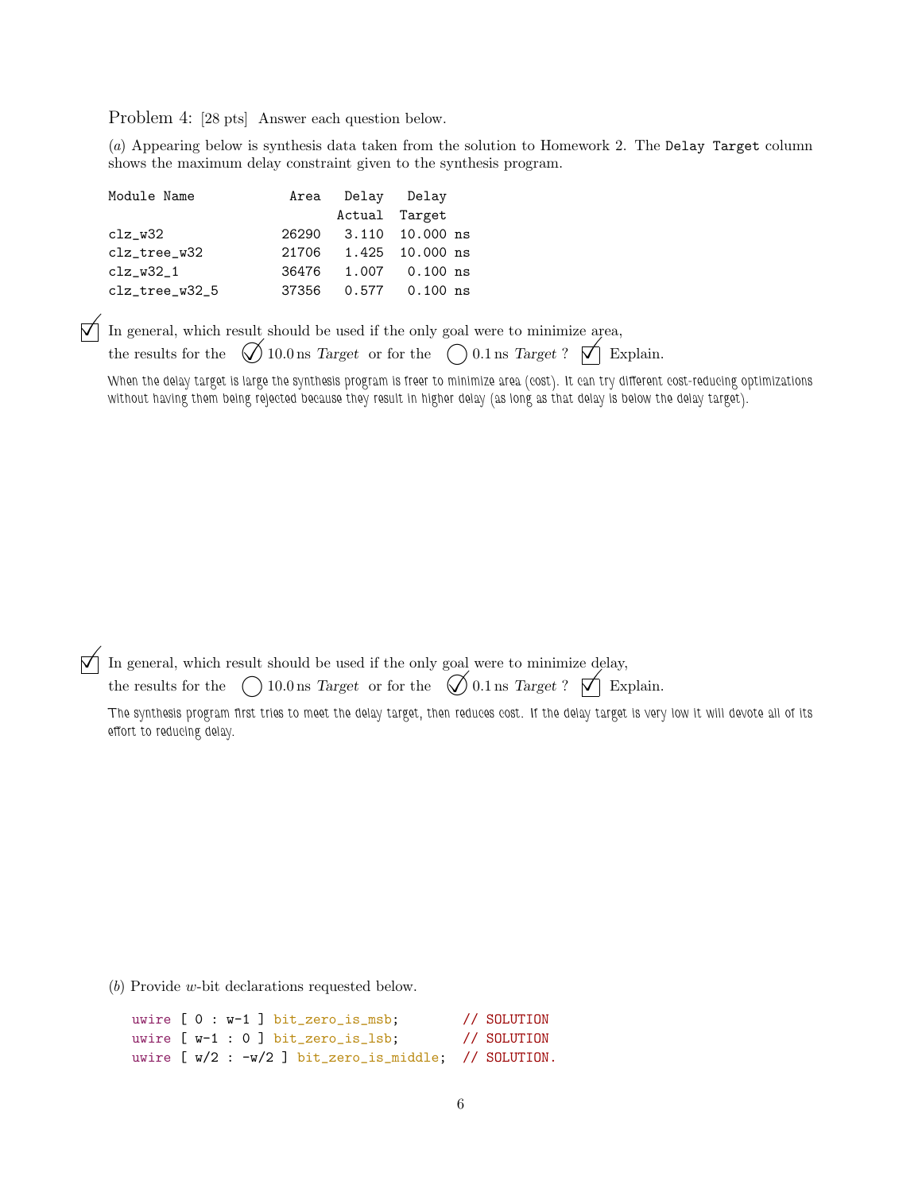Problem 4: [28 pts] Answer each question below.

(*a*) Appearing below is synthesis data taken from the solution to Homework 2. The `Delay Target` column shows the maximum delay constraint given to the synthesis program.

```
Module Name            Area   Delay   Delay
                              Actual  Target
clz_w32               26290   3.110  10.000 ns
clz_tree_w32          21706   1.425  10.000 ns
clz_w32_1             36476   1.007   0.100 ns
clz_tree_w32_5        37356   0.577   0.100 ns
```

☑ In general, which result should be used if the only goal were to minimize area, the results for the ◉ 10.0 ns *Target* or for the ◯ 0.1 ns *Target* ? ☑ Explain.

When the delay target is large the synthesis program is freer to minimize area (cost). It can try different cost-reducing optimizations without having them being rejected because they result in higher delay (as long as that delay is below the delay target).

☑ In general, which result should be used if the only goal were to minimize delay, the results for the ◯ 10.0 ns *Target* or for the ◉ 0.1 ns *Target* ? ☑ Explain.

The synthesis program first tries to meet the delay target, then reduces cost. If the delay target is very low it will devote all of its effort to reducing delay.

(*b*) Provide $w$-bit declarations requested below.

```
uwire [ 0 : w-1 ] bit_zero_is_msb;        // SOLUTION
uwire [ w-1 : 0 ] bit_zero_is_lsb;        // SOLUTION
uwire [ w/2 : -w/2 ] bit_zero_is_middle;  // SOLUTION.
```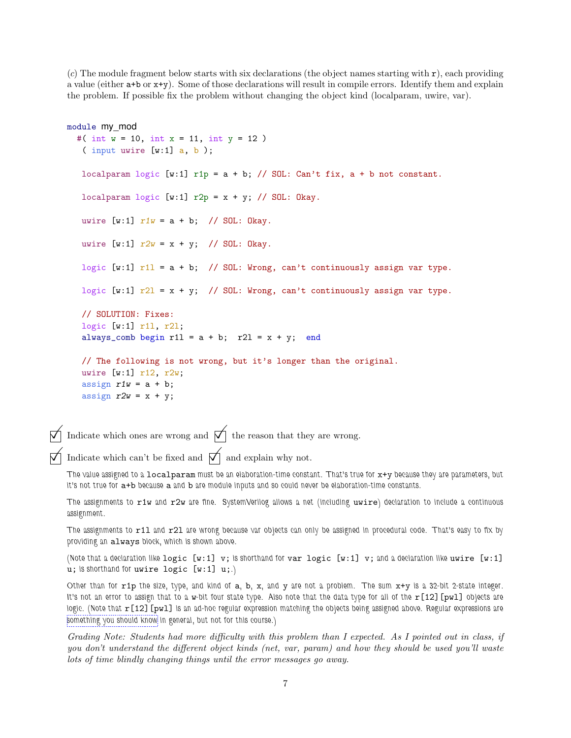(*c*) The module fragment below starts with six declarations (the object names starting with `r`), each providing a value (either `a+b` or `x+y`). Some of those declarations will result in compile errors. Identify them and explain the problem. If possible fix the problem without changing the object kind (localparam, uwire, var).

```
module my_mod
  #( int w = 10, int x = 11, int y = 12 )
   ( input uwire [w:1] a, b );

   localparam logic [w:1] r1p = a + b; // SOL: Can't fix, a + b not constant.

   localparam logic [w:1] r2p = x + y; // SOL: Okay.

   uwire [w:1] r1w = a + b;  // SOL: Okay.

   uwire [w:1] r2w = x + y;  // SOL: Okay.

   logic [w:1] r1l = a + b;  // SOL: Wrong, can't continuously assign var type.

   logic [w:1] r2l = x + y;  // SOL: Wrong, can't continuously assign var type.

   // SOLUTION: Fixes:
   logic [w:1] r1l, r2l;
   always_comb begin r1l = a + b;  r2l = x + y;  end

   // The following is not wrong, but it's longer than the original.
   uwire [w:1] r12, r2w;
   assign r1w = a + b;
   assign r2w = x + y;
```

☑ Indicate which ones are wrong and ☑ the reason that they are wrong.

☑ Indicate which can't be fixed and ☑ and explain why not.

The value assigned to a `localparam` must be an elaboration-time constant. That's true for `x+y` because they are parameters, but it's not true for `a+b` because `a` and `b` are module inputs and so could never be elaboration-time constants.

The assignments to `r1w` and `r2w` are fine. SystemVerilog allows a net (including `uwire`) declaration to include a continuous assignment.

The assignments to `r1l` and `r2l` are wrong because var objects can only be assigned in procedural code. That's easy to fix by providing an `always` block, which is shown above.

(Note that a declaration like `logic [w:1] v;` is shorthand for `var logic [w:1] v;` and a declaration like `uwire [w:1] u;` is shorthand for `uwire logic [w:1] u;`.)

Other than for `r1p` the size, type, and kind of `a`, `b`, `x`, and `y` are not a problem. The sum `x+y` is a 32-bit 2-state integer. It's not an error to assign that to a `w`-bit four state type. Also note that the data type for all of the `r[12][pwl]` objects are logic. (Note that `r[12][pwl]` is an ad-hoc regular expression matching the objects being assigned above. Regular expressions are something you should know in general, but not for this course.)

*Grading Note: Students had more difficulty with this problem than I expected. As I pointed out in class, if you don't understand the different object kinds (net, var, param) and how they should be used you'll waste lots of time blindly changing things until the error messages go away.*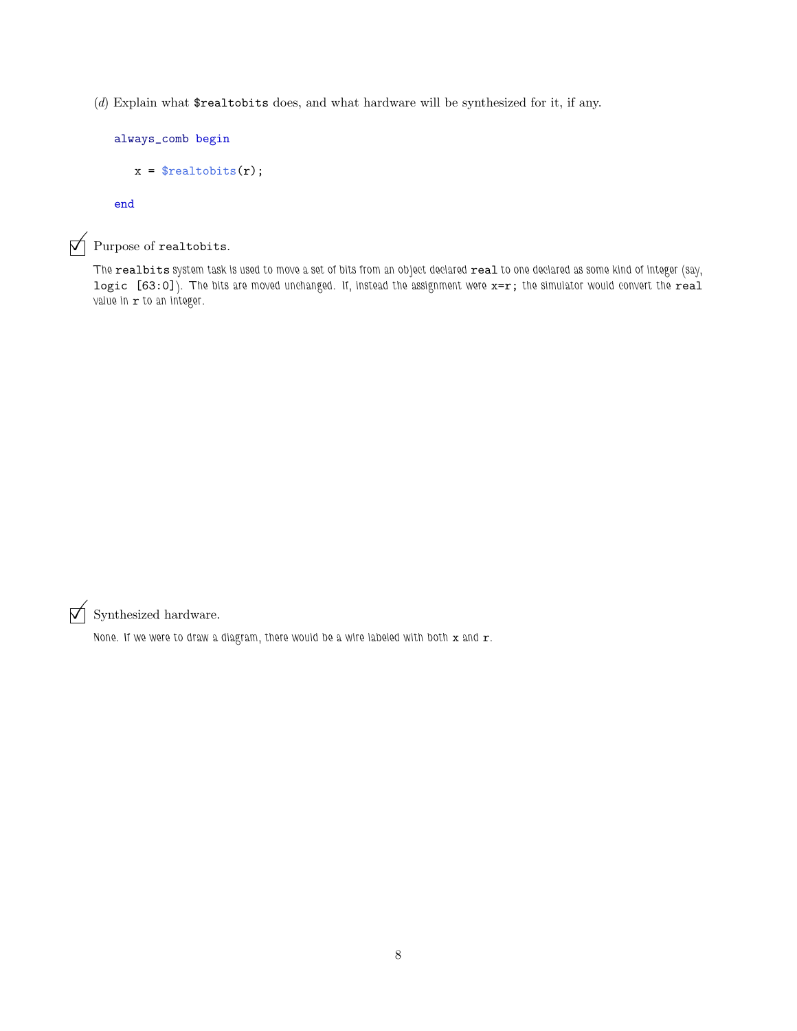(*d*) Explain what `$realtobits` does, and what hardware will be synthesized for it, if any.

```
always_comb begin

   x = $realtobits(r);

end
```

☑ Purpose of `realtobits`.

The `realbits` system task is used to move a set of bits from an object declared `real` to one declared as some kind of integer (say, `logic [63:0]`). The bits are moved unchanged. If, instead the assignment were `x=r;` the simulator would convert the `real` value in `r` to an integer.

☑ Synthesized hardware.

None. If we were to draw a diagram, there would be a wire labeled with both `x` and `r`.